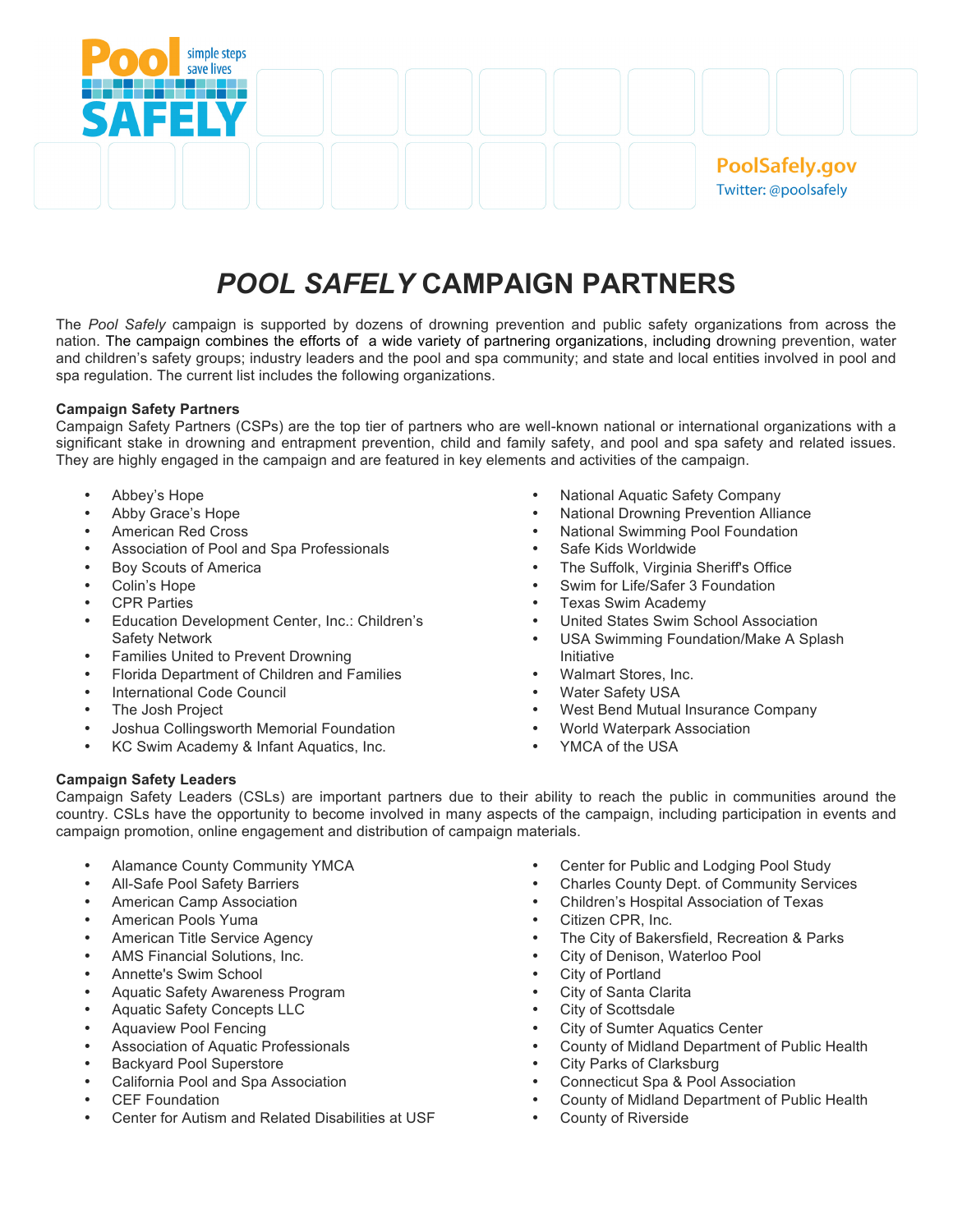Pool SAFELY

simple steps save lives

PoolSafely.gov
Twitter: @poolsafely

# *POOL SAFELY* CAMPAIGN PARTNERS

The *Pool Safely* campaign is supported by dozens of drowning prevention and public safety organizations from across the nation. The campaign combines the efforts of a wide variety of partnering organizations, including drowning prevention, water and children's safety groups; industry leaders and the pool and spa community; and state and local entities involved in pool and spa regulation. The current list includes the following organizations.

**Campaign Safety Partners**
Campaign Safety Partners (CSPs) are the top tier of partners who are well-known national or international organizations with a significant stake in drowning and entrapment prevention, child and family safety, and pool and spa safety and related issues. They are highly engaged in the campaign and are featured in key elements and activities of the campaign.

- Abbey's Hope
- Abby Grace's Hope
- American Red Cross
- Association of Pool and Spa Professionals
- Boy Scouts of America
- Colin's Hope
- CPR Parties
- Education Development Center, Inc.: Children's Safety Network
- Families United to Prevent Drowning
- Florida Department of Children and Families
- International Code Council
- The Josh Project
- Joshua Collingsworth Memorial Foundation
- KC Swim Academy & Infant Aquatics, Inc.
- National Aquatic Safety Company
- National Drowning Prevention Alliance
- National Swimming Pool Foundation
- Safe Kids Worldwide
- The Suffolk, Virginia Sheriff's Office
- Swim for Life/Safer 3 Foundation
- Texas Swim Academy
- United States Swim School Association
- USA Swimming Foundation/Make A Splash Initiative
- Walmart Stores, Inc.
- Water Safety USA
- West Bend Mutual Insurance Company
- World Waterpark Association
- YMCA of the USA

**Campaign Safety Leaders**
Campaign Safety Leaders (CSLs) are important partners due to their ability to reach the public in communities around the country. CSLs have the opportunity to become involved in many aspects of the campaign, including participation in events and campaign promotion, online engagement and distribution of campaign materials.

- Alamance County Community YMCA
- All-Safe Pool Safety Barriers
- American Camp Association
- American Pools Yuma
- American Title Service Agency
- AMS Financial Solutions, Inc.
- Annette's Swim School
- Aquatic Safety Awareness Program
- Aquatic Safety Concepts LLC
- Aquaview Pool Fencing
- Association of Aquatic Professionals
- Backyard Pool Superstore
- California Pool and Spa Association
- CEF Foundation
- Center for Autism and Related Disabilities at USF
- Center for Public and Lodging Pool Study
- Charles County Dept. of Community Services
- Children's Hospital Association of Texas
- Citizen CPR, Inc.
- The City of Bakersfield, Recreation & Parks
- City of Denison, Waterloo Pool
- City of Portland
- City of Santa Clarita
- City of Scottsdale
- City of Sumter Aquatics Center
- County of Midland Department of Public Health
- City Parks of Clarksburg
- Connecticut Spa & Pool Association
- County of Midland Department of Public Health
- County of Riverside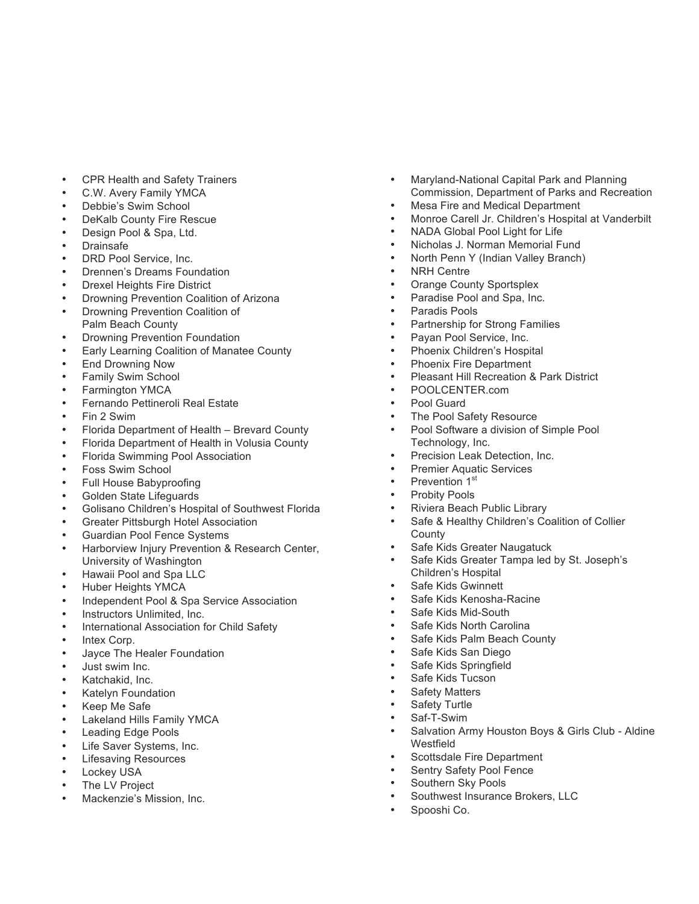- CPR Health and Safety Trainers
- C.W. Avery Family YMCA
- Debbie's Swim School
- DeKalb County Fire Rescue
- Design Pool & Spa, Ltd.
- Drainsafe
- DRD Pool Service, Inc.
- Drennen's Dreams Foundation
- Drexel Heights Fire District
- Drowning Prevention Coalition of Arizona
- Drowning Prevention Coalition of Palm Beach County
- Drowning Prevention Foundation
- Early Learning Coalition of Manatee County
- End Drowning Now
- Family Swim School
- Farmington YMCA
- Fernando Pettineroli Real Estate
- Fin 2 Swim
- Florida Department of Health – Brevard County
- Florida Department of Health in Volusia County
- Florida Swimming Pool Association
- Foss Swim School
- Full House Babyproofing
- Golden State Lifeguards
- Golisano Children's Hospital of Southwest Florida
- Greater Pittsburgh Hotel Association
- Guardian Pool Fence Systems
- Harborview Injury Prevention & Research Center, University of Washington
- Hawaii Pool and Spa LLC
- Huber Heights YMCA
- Independent Pool & Spa Service Association
- Instructors Unlimited, Inc.
- International Association for Child Safety
- Intex Corp.
- Jayce The Healer Foundation
- Just swim Inc.
- Katchakid, Inc.
- Katelyn Foundation
- Keep Me Safe
- Lakeland Hills Family YMCA
- Leading Edge Pools
- Life Saver Systems, Inc.
- Lifesaving Resources
- Lockey USA
- The LV Project
- Mackenzie's Mission, Inc.
- Maryland-National Capital Park and Planning Commission, Department of Parks and Recreation
- Mesa Fire and Medical Department
- Monroe Carell Jr. Children's Hospital at Vanderbilt
- NADA Global Pool Light for Life
- Nicholas J. Norman Memorial Fund
- North Penn Y (Indian Valley Branch)
- NRH Centre
- Orange County Sportsplex
- Paradise Pool and Spa, Inc.
- Paradis Pools
- Partnership for Strong Families
- Payan Pool Service, Inc.
- Phoenix Children's Hospital
- Phoenix Fire Department
- Pleasant Hill Recreation & Park District
- POOLCENTER.com
- Pool Guard
- The Pool Safety Resource
- Pool Software a division of Simple Pool Technology, Inc.
- Precision Leak Detection, Inc.
- Premier Aquatic Services
- Prevention 1st
- Probity Pools
- Riviera Beach Public Library
- Safe & Healthy Children's Coalition of Collier County
- Safe Kids Greater Naugatuck
- Safe Kids Greater Tampa led by St. Joseph's Children's Hospital
- Safe Kids Gwinnett
- Safe Kids Kenosha-Racine
- Safe Kids Mid-South
- Safe Kids North Carolina
- Safe Kids Palm Beach County
- Safe Kids San Diego
- Safe Kids Springfield
- Safe Kids Tucson
- Safety Matters
- Safety Turtle
- Saf-T-Swim
- Salvation Army Houston Boys & Girls Club - Aldine Westfield
- Scottsdale Fire Department
- Sentry Safety Pool Fence
- Southern Sky Pools
- Southwest Insurance Brokers, LLC
- Spooshi Co.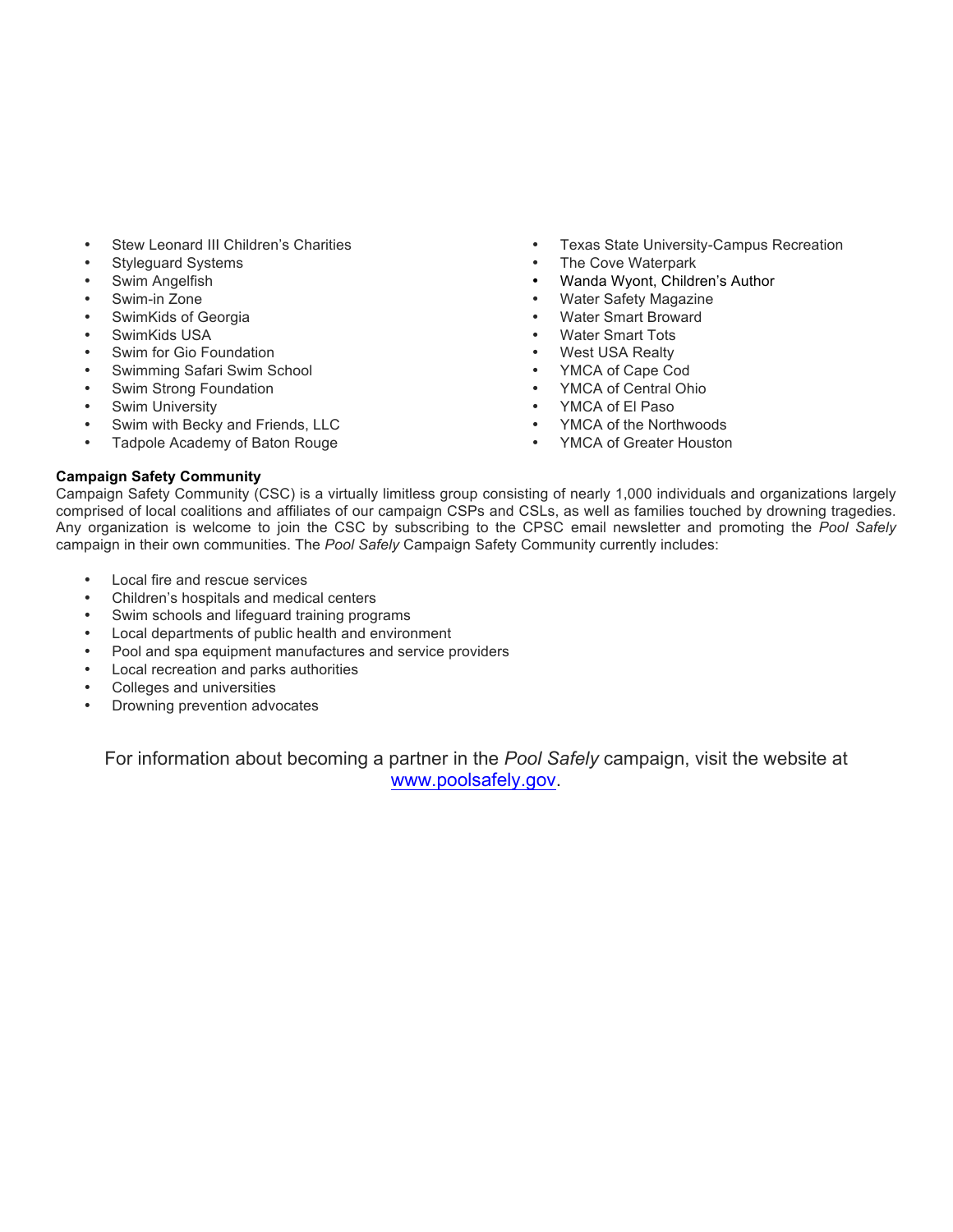- Stew Leonard III Children's Charities
- Styleguard Systems
- Swim Angelfish
- Swim-in Zone
- SwimKids of Georgia
- SwimKids USA
- Swim for Gio Foundation
- Swimming Safari Swim School
- Swim Strong Foundation
- Swim University
- Swim with Becky and Friends, LLC
- Tadpole Academy of Baton Rouge
- Texas State University-Campus Recreation
- The Cove Waterpark
- Wanda Wyont, Children's Author
- Water Safety Magazine
- Water Smart Broward
- Water Smart Tots
- West USA Realty
- YMCA of Cape Cod
- YMCA of Central Ohio
- YMCA of El Paso
- YMCA of the Northwoods
- YMCA of Greater Houston

**Campaign Safety Community**

Campaign Safety Community (CSC) is a virtually limitless group consisting of nearly 1,000 individuals and organizations largely comprised of local coalitions and affiliates of our campaign CSPs and CSLs, as well as families touched by drowning tragedies. Any organization is welcome to join the CSC by subscribing to the CPSC email newsletter and promoting the *Pool Safely* campaign in their own communities. The *Pool Safely* Campaign Safety Community currently includes:

- Local fire and rescue services
- Children's hospitals and medical centers
- Swim schools and lifeguard training programs
- Local departments of public health and environment
- Pool and spa equipment manufactures and service providers
- Local recreation and parks authorities
- Colleges and universities
- Drowning prevention advocates

For information about becoming a partner in the *Pool Safely* campaign, visit the website at [www.poolsafely.gov](www.poolsafely.gov).